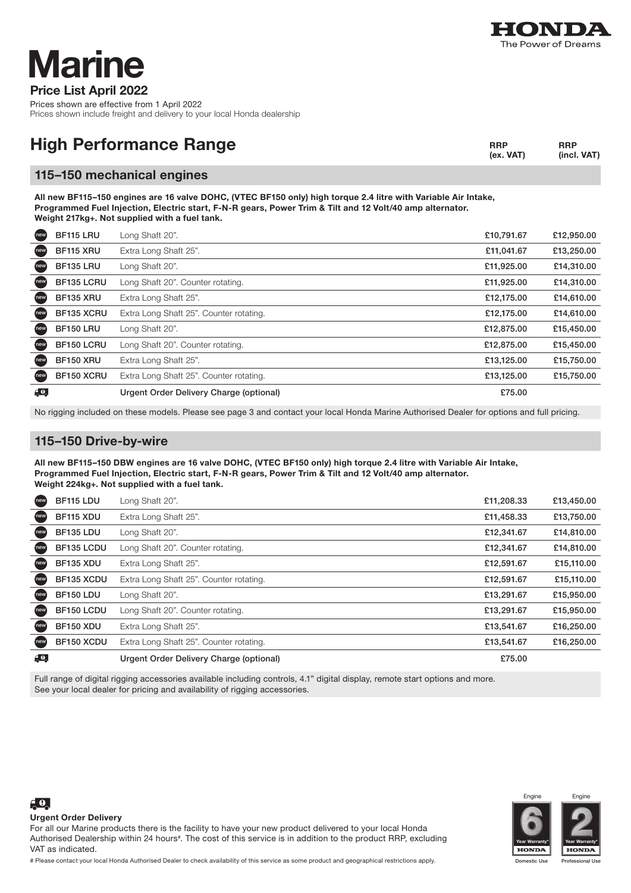HONDA
The Power of Dreams

# Marine

**Price List April 2022**

Prices shown are effective from 1 April 2022
Prices shown include freight and delivery to your local Honda dealership

## High Performance Range

### 115–150 mechanical engines

**All new BF115–150 engines are 16 valve DOHC, (VTEC BF150 only) high torque 2.4 litre with Variable Air Intake, Programmed Fuel Injection, Electric start, F-N-R gears, Power Trim & Tilt and 12 Volt/40 amp alternator. Weight 217kg+. Not supplied with a fuel tank.**

| | Model | Description | RRP (ex. VAT) | RRP (incl. VAT) |
|---|---|---|---|---|
| new | **BF115 LRU** | Long Shaft 20". | £10,791.67 | £12,950.00 |
| new | **BF115 XRU** | Extra Long Shaft 25". | £11,041.67 | £13,250.00 |
| new | **BF135 LRU** | Long Shaft 20". | £11,925.00 | £14,310.00 |
| new | **BF135 LCRU** | Long Shaft 20". Counter rotating. | £11,925.00 | £14,310.00 |
| new | **BF135 XRU** | Extra Long Shaft 25". | £12,175.00 | £14,610.00 |
| new | **BF135 XCRU** | Extra Long Shaft 25". Counter rotating. | £12,175.00 | £14,610.00 |
| new | **BF150 LRU** | Long Shaft 20". | £12,875.00 | £15,450.00 |
| new | **BF150 LCRU** | Long Shaft 20". Counter rotating. | £12,875.00 | £15,450.00 |
| new | **BF150 XRU** | Extra Long Shaft 25". | £13,125.00 | £15,750.00 |
| new | **BF150 XCRU** | Extra Long Shaft 25". Counter rotating. | £13,125.00 | £15,750.00 |
| | | **Urgent Order Delivery Charge (optional)** | £75.00 | |

No rigging included on these models. Please see page 3 and contact your local Honda Marine Authorised Dealer for options and full pricing.

### 115–150 Drive-by-wire

**All new BF115–150 DBW engines are 16 valve DOHC, (VTEC BF150 only) high torque 2.4 litre with Variable Air Intake, Programmed Fuel Injection, Electric start, F-N-R gears, Power Trim & Tilt and 12 Volt/40 amp alternator. Weight 224kg+. Not supplied with a fuel tank.**

| | Model | Description | RRP (ex. VAT) | RRP (incl. VAT) |
|---|---|---|---|---|
| new | **BF115 LDU** | Long Shaft 20". | £11,208.33 | £13,450.00 |
| new | **BF115 XDU** | Extra Long Shaft 25". | £11,458.33 | £13,750.00 |
| new | **BF135 LDU** | Long Shaft 20". | £12,341.67 | £14,810.00 |
| new | **BF135 LCDU** | Long Shaft 20". Counter rotating. | £12,341.67 | £14,810.00 |
| new | **BF135 XDU** | Extra Long Shaft 25". | £12,591.67 | £15,110.00 |
| new | **BF135 XCDU** | Extra Long Shaft 25". Counter rotating. | £12,591.67 | £15,110.00 |
| new | **BF150 LDU** | Long Shaft 20". | £13,291.67 | £15,950.00 |
| new | **BF150 LCDU** | Long Shaft 20". Counter rotating. | £13,291.67 | £15,950.00 |
| new | **BF150 XDU** | Extra Long Shaft 25". | £13,541.67 | £16,250.00 |
| new | **BF150 XCDU** | Extra Long Shaft 25". Counter rotating. | £13,541.67 | £16,250.00 |
| | | **Urgent Order Delivery Charge (optional)** | £75.00 | |

Full range of digital rigging accessories available including controls, 4.1" digital display, remote start options and more.
See your local dealer for pricing and availability of rigging accessories.

**Urgent Order Delivery**

For all our Marine products there is the facility to have your new product delivered to your local Honda Authorised Dealership within 24 hours#. The cost of this service is in addition to the product RRP, excluding VAT as indicated.

# Please contact your local Honda Authorised Dealer to check availability of this service as some product and geographical restrictions apply.

Engine 6 Year Warranty* HONDA — Domestic Use

Engine 2 Year Warranty* HONDA — Professional Use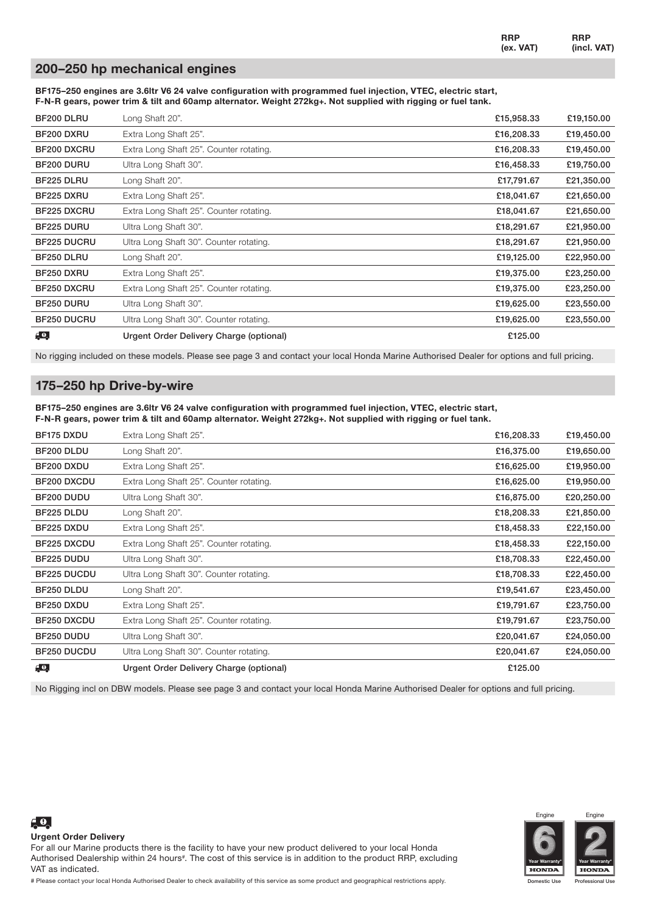## 200–250 hp mechanical engines

**BF175–250 engines are 3.6ltr V6 24 valve configuration with programmed fuel injection, VTEC, electric start, F-N-R gears, power trim & tilt and 60amp alternator. Weight 272kg+. Not supplied with rigging or fuel tank.**

| Model | Description | RRP (ex. VAT) | RRP (incl. VAT) |
|---|---|---|---|
| **BF200 DLRU** | Long Shaft 20". | £15,958.33 | £19,150.00 |
| **BF200 DXRU** | Extra Long Shaft 25". | £16,208.33 | £19,450.00 |
| **BF200 DXCRU** | Extra Long Shaft 25". Counter rotating. | £16,208.33 | £19,450.00 |
| **BF200 DURU** | Ultra Long Shaft 30". | £16,458.33 | £19,750.00 |
| **BF225 DLRU** | Long Shaft 20". | £17,791.67 | £21,350.00 |
| **BF225 DXRU** | Extra Long Shaft 25". | £18,041.67 | £21,650.00 |
| **BF225 DXCRU** | Extra Long Shaft 25". Counter rotating. | £18,041.67 | £21,650.00 |
| **BF225 DURU** | Ultra Long Shaft 30". | £18,291.67 | £21,950.00 |
| **BF225 DUCRU** | Ultra Long Shaft 30". Counter rotating. | £18,291.67 | £21,950.00 |
| **BF250 DLRU** | Long Shaft 20". | £19,125.00 | £22,950.00 |
| **BF250 DXRU** | Extra Long Shaft 25". | £19,375.00 | £23,250.00 |
| **BF250 DXCRU** | Extra Long Shaft 25". Counter rotating. | £19,375.00 | £23,250.00 |
| **BF250 DURU** | Ultra Long Shaft 30". | £19,625.00 | £23,550.00 |
| **BF250 DUCRU** | Ultra Long Shaft 30". Counter rotating. | £19,625.00 | £23,550.00 |
| | **Urgent Order Delivery Charge (optional)** | £125.00 | |

No rigging included on these models. Please see page 3 and contact your local Honda Marine Authorised Dealer for options and full pricing.

## 175–250 hp Drive-by-wire

**BF175–250 engines are 3.6ltr V6 24 valve configuration with programmed fuel injection, VTEC, electric start, F-N-R gears, power trim & tilt and 60amp alternator. Weight 272kg+. Not supplied with rigging or fuel tank.**

| Model | Description | RRP (ex. VAT) | RRP (incl. VAT) |
|---|---|---|---|
| **BF175 DXDU** | Extra Long Shaft 25". | £16,208.33 | £19,450.00 |
| **BF200 DLDU** | Long Shaft 20". | £16,375.00 | £19,650.00 |
| **BF200 DXDU** | Extra Long Shaft 25". | £16,625.00 | £19,950.00 |
| **BF200 DXCDU** | Extra Long Shaft 25". Counter rotating. | £16,625.00 | £19,950.00 |
| **BF200 DUDU** | Ultra Long Shaft 30". | £16,875.00 | £20,250.00 |
| **BF225 DLDU** | Long Shaft 20". | £18,208.33 | £21,850.00 |
| **BF225 DXDU** | Extra Long Shaft 25". | £18,458.33 | £22,150.00 |
| **BF225 DXCDU** | Extra Long Shaft 25". Counter rotating. | £18,458.33 | £22,150.00 |
| **BF225 DUDU** | Ultra Long Shaft 30". | £18,708.33 | £22,450.00 |
| **BF225 DUCDU** | Ultra Long Shaft 30". Counter rotating. | £18,708.33 | £22,450.00 |
| **BF250 DLDU** | Long Shaft 20". | £19,541.67 | £23,450.00 |
| **BF250 DXDU** | Extra Long Shaft 25". | £19,791.67 | £23,750.00 |
| **BF250 DXCDU** | Extra Long Shaft 25". Counter rotating. | £19,791.67 | £23,750.00 |
| **BF250 DUDU** | Ultra Long Shaft 30". | £20,041.67 | £24,050.00 |
| **BF250 DUCDU** | Ultra Long Shaft 30". Counter rotating. | £20,041.67 | £24,050.00 |
| | **Urgent Order Delivery Charge (optional)** | £125.00 | |

No Rigging incl on DBW models. Please see page 3 and contact your local Honda Marine Authorised Dealer for options and full pricing.

**Urgent Order Delivery**

For all our Marine products there is the facility to have your new product delivered to your local Honda Authorised Dealership within 24 hours#. The cost of this service is in addition to the product RRP, excluding VAT as indicated.

# Please contact your local Honda Authorised Dealer to check availability of this service as some product and geographical restrictions apply.

Engine 6 Year Warranty* HONDA – Domestic Use

Engine 2 Year Warranty* HONDA – Professional Use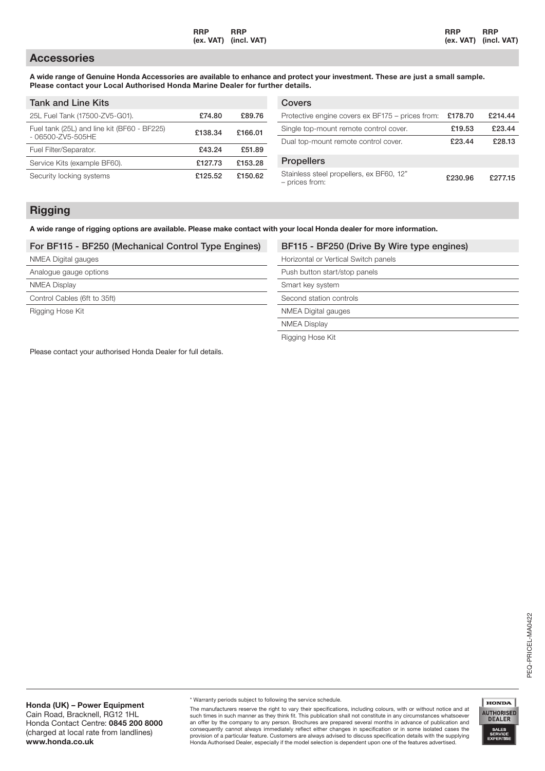## Accessories

**A wide range of Genuine Honda Accessories are available to enhance and protect your investment. These are just a small sample. Please contact your Local Authorised Honda Marine Dealer for further details.**

| Tank and Line Kits | RRP (ex. VAT) | RRP (incl. VAT) |
|---|---|---|
| 25L Fuel Tank (17500-ZV5-G01). | £74.80 | £89.76 |
| Fuel tank (25L) and line kit (BF60 - BF225) - 06500-ZV5-505HE | £138.34 | £166.01 |
| Fuel Filter/Separator. | £43.24 | £51.89 |
| Service Kits (example BF60). | £127.73 | £153.28 |
| Security locking systems | £125.52 | £150.62 |

| Covers | RRP (ex. VAT) | RRP (incl. VAT) |
|---|---|---|
| Protective engine covers ex BF175 – prices from: | £178.70 | £214.44 |
| Single top-mount remote control cover. | £19.53 | £23.44 |
| Dual top-mount remote control cover. | £23.44 | £28.13 |
| **Propellers** | | |
| Stainless steel propellers, ex BF60, 12" – prices from: | £230.96 | £277.15 |

## Rigging

**A wide range of rigging options are available. Please make contact with your local Honda dealer for more information.**

| For BF115 - BF250 (Mechanical Control Type Engines) |
|---|
| NMEA Digital gauges |
| Analogue gauge options |
| NMEA Display |
| Control Cables (6ft to 35ft) |
| Rigging Hose Kit |

| BF115 - BF250 (Drive By Wire type engines) |
|---|
| Horizontal or Vertical Switch panels |
| Push button start/stop panels |
| Smart key system |
| Second station controls |
| NMEA Digital gauges |
| NMEA Display |
| Rigging Hose Kit |

Please contact your authorised Honda Dealer for full details.

**Honda (UK) – Power Equipment**
Cain Road, Bracknell, RG12 1HL
Honda Contact Centre: **0845 200 8000**
(charged at local rate from landlines)
**www.honda.co.uk**

* Warranty periods subject to following the service schedule.

The manufacturers reserve the right to vary their specifications, including colours, with or without notice and at such times in such manner as they think fit. This publication shall not constitute in any circumstances whatsoever an offer by the company to any person. Brochures are prepared several months in advance of publication and consequently cannot always immediately reflect either changes in specification or in some isolated cases the provision of a particular feature. Customers are always advised to discuss specification details with the supplying Honda Authorised Dealer, especially if the model selection is dependent upon one of the features advertised.

PEQ-PRICEL-MA0422